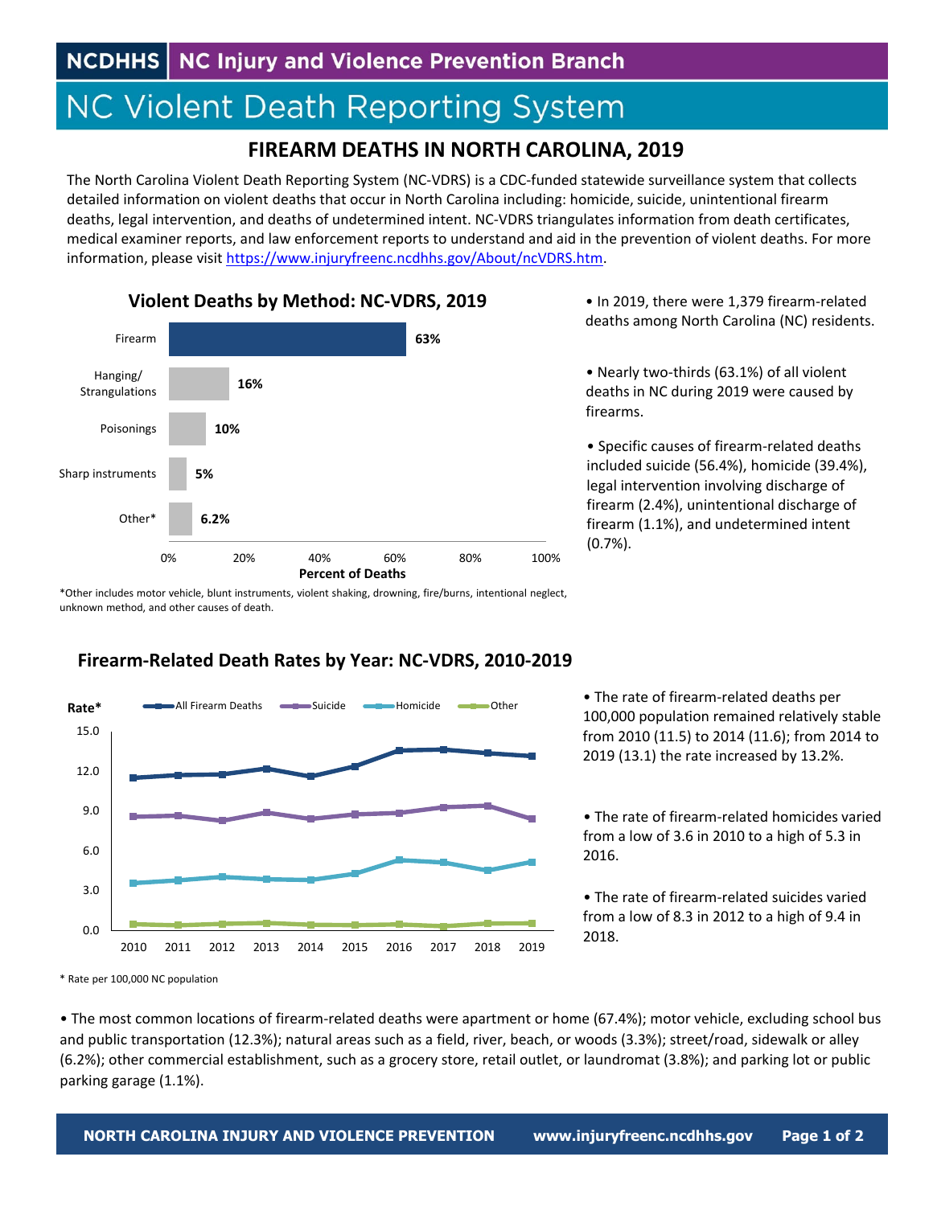NCDHHS | NC Injury and Violence Prevention Branch

# NC Violent Death Reporting System

## FIREARM DEATHS IN NORTH CAROLINA, 2019

The North Carolina Violent Death Reporting System (NC-VDRS) is a CDC-funded statewide surveillance system that collects detailed information on violent deaths that occur in North Carolina including: homicide, suicide, unintentional firearm deaths, legal intervention, and deaths of undetermined intent. NC-VDRS triangulates information from death certificates, medical examiner reports, and law enforcement reports to understand and aid in the prevention of violent deaths. For more information, please visit https://www.injuryfreenc.ncdhhs.gov/About/ncVDRS.htm.

### Violent Deaths by Method: NC-VDRS, 2019

| Method | Percent of Deaths |
|---|---|
| Firearm | 63% |
| Hanging/ Strangulations | 16% |
| Poisonings | 10% |
| Sharp instruments | 5% |
| Other* | 6.2% |

*Other includes motor vehicle, blunt instruments, violent shaking, drowning, fire/burns, intentional neglect, unknown method, and other causes of death.

- In 2019, there were 1,379 firearm-related deaths among North Carolina (NC) residents.
- Nearly two-thirds (63.1%) of all violent deaths in NC during 2019 were caused by firearms.
- Specific causes of firearm-related deaths included suicide (56.4%), homicide (39.4%), legal intervention involving discharge of firearm (2.4%), unintentional discharge of firearm (1.1%), and undetermined intent (0.7%).

### Firearm-Related Death Rates by Year: NC-VDRS, 2010-2019

Rate* — Series: All Firearm Deaths, Suicide, Homicide, Other (2010–2019)

\* Rate per 100,000 NC population

- The rate of firearm-related deaths per 100,000 population remained relatively stable from 2010 (11.5) to 2014 (11.6); from 2014 to 2019 (13.1) the rate increased by 13.2%.
- The rate of firearm-related homicides varied from a low of 3.6 in 2010 to a high of 5.3 in 2016.
- The rate of firearm-related suicides varied from a low of 8.3 in 2012 to a high of 9.4 in 2018.

- The most common locations of firearm-related deaths were apartment or home (67.4%); motor vehicle, excluding school bus and public transportation (12.3%); natural areas such as a field, river, beach, or woods (3.3%); street/road, sidewalk or alley (6.2%); other commercial establishment, such as a grocery store, retail outlet, or laundromat (3.8%); and parking lot or public parking garage (1.1%).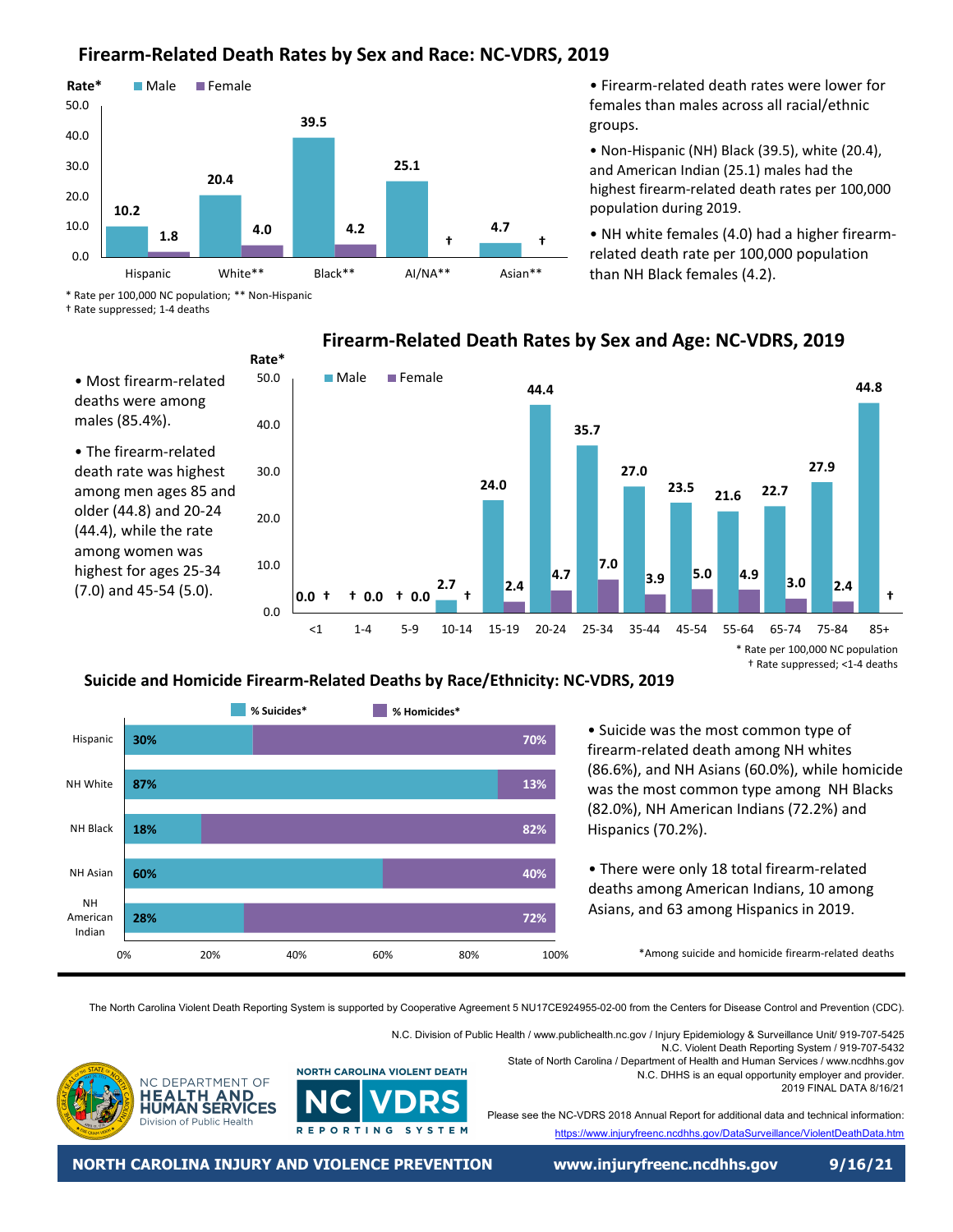## Firearm-Related Death Rates by Sex and Race: NC-VDRS, 2019

Rate*
Male
Female
50.0
40.0
30.0
20.0
10.0
0.0

Hispanic: 10.2, 1.8
White**: 20.4, 4.0
Black**: 39.5, 4.2
AI/NA**: 25.1, †
Asian**: 4.7, †

\* Rate per 100,000 NC population; ** Non-Hispanic
† Rate suppressed; 1-4 deaths

- Firearm-related death rates were lower for females than males across all racial/ethnic groups.
- Non-Hispanic (NH) Black (39.5), white (20.4), and American Indian (25.1) males had the highest firearm-related death rates per 100,000 population during 2019.
- NH white females (4.0) had a higher firearm-related death rate per 100,000 population than NH Black females (4.2).

## Firearm-Related Death Rates by Sex and Age: NC-VDRS, 2019

- Most firearm-related deaths were among males (85.4%).
- The firearm-related death rate was highest among men ages 85 and older (44.8) and 20-24 (44.4), while the rate among women was highest for ages 25-34 (7.0) and 45-54 (5.0).

Rate*
Male
Female
50.0
40.0
30.0
20.0
10.0
0.0

<1: 0.0, †
1-4: †, 0.0
5-9: †, 0.0
10-14: 2.7, †
15-19: 24.0, 2.4
20-24: 44.4, 4.7
25-34: 35.7, 7.0
35-44: 27.0, 3.9
45-54: 23.5, 5.0
55-64: 21.6, 4.9
65-74: 22.7, 3.0
75-84: 27.9, 2.4
85+: 44.8, †

\* Rate per 100,000 NC population
† Rate suppressed; <1-4 deaths

## Suicide and Homicide Firearm-Related Deaths by Race/Ethnicity: NC-VDRS, 2019

% Suicides*
% Homicides*

Hispanic: 30%, 70%
NH White: 87%, 13%
NH Black: 18%, 82%
NH Asian: 60%, 40%
NH American Indian: 28%, 72%

0%
20%
40%
60%
80%
100%

- Suicide was the most common type of firearm-related death among NH whites (86.6%), and NH Asians (60.0%), while homicide was the most common type among NH Blacks (82.0%), NH American Indians (72.2%) and Hispanics (70.2%).
- There were only 18 total firearm-related deaths among American Indians, 10 among Asians, and 63 among Hispanics in 2019.

\*Among suicide and homicide firearm-related deaths

The North Carolina Violent Death Reporting System is supported by Cooperative Agreement 5 NU17CE924955-02-00 from the Centers for Disease Control and Prevention (CDC).

N.C. Division of Public Health / www.publichealth.nc.gov / Injury Epidemiology & Surveillance Unit/ 919-707-5425
N.C. Violent Death Reporting System / 919-707-5432
State of North Carolina / Department of Health and Human Services / www.ncdhhs.gov
N.C. DHHS is an equal opportunity employer and provider.
2019 FINAL DATA 8/16/21

NC DEPARTMENT OF HEALTH AND HUMAN SERVICES
Division of Public Health

NORTH CAROLINA VIOLENT DEATH
NC VDRS
REPORTING SYSTEM

Please see the NC-VDRS 2018 Annual Report for additional data and technical information:
https://www.injuryfreenc.ncdhhs.gov/DataSurveillance/ViolentDeathData.htm

NORTH CAROLINA INJURY AND VIOLENCE PREVENTION www.injuryfreenc.ncdhhs.gov 9/16/21